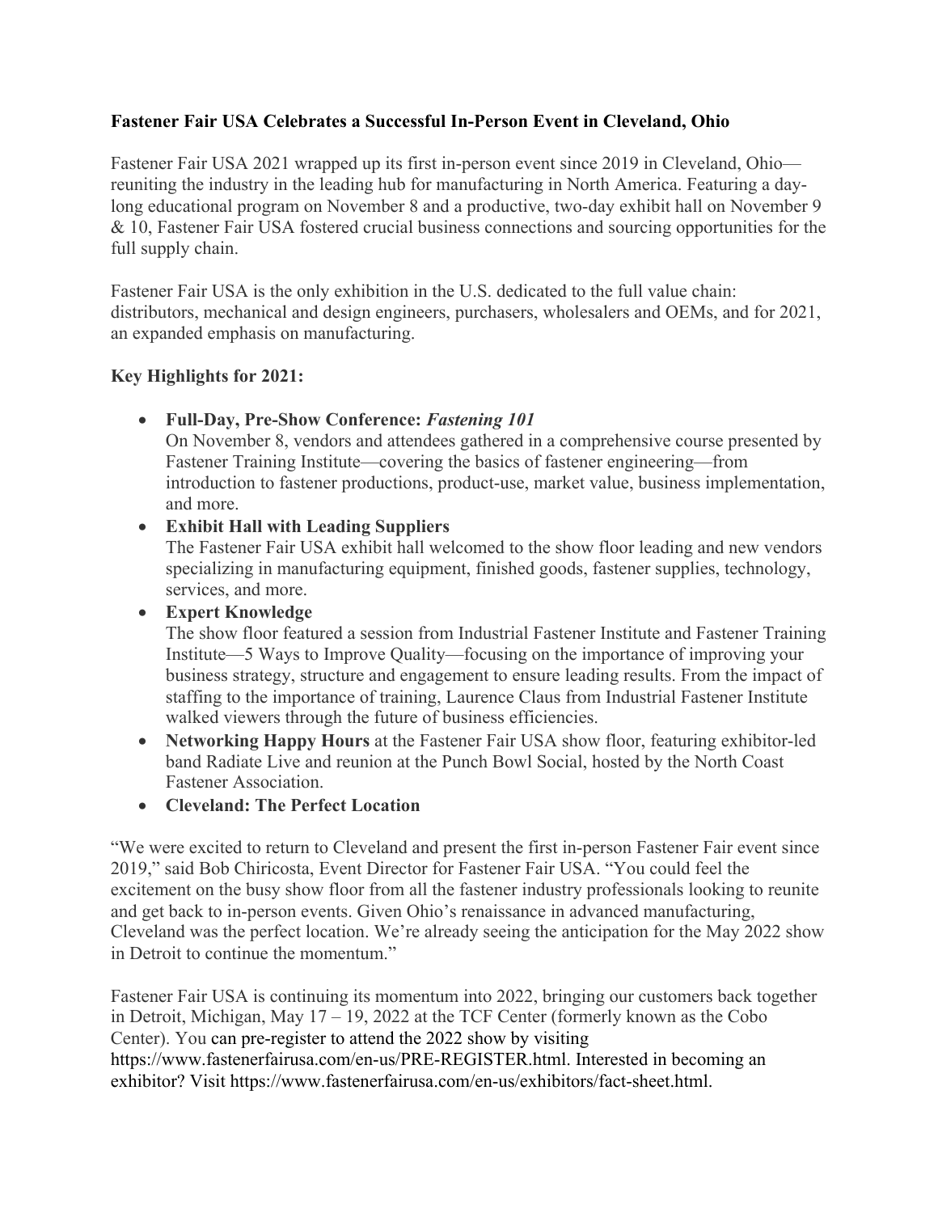**Fastener Fair USA Celebrates a Successful In-Person Event in Cleveland, Ohio**

Fastener Fair USA 2021 wrapped up its first in-person event since 2019 in Cleveland, Ohio—reuniting the industry in the leading hub for manufacturing in North America. Featuring a day-long educational program on November 8 and a productive, two-day exhibit hall on November 9 & 10, Fastener Fair USA fostered crucial business connections and sourcing opportunities for the full supply chain.

Fastener Fair USA is the only exhibition in the U.S. dedicated to the full value chain: distributors, mechanical and design engineers, purchasers, wholesalers and OEMs, and for 2021, an expanded emphasis on manufacturing.

**Key Highlights for 2021:**

- **Full-Day, Pre-Show Conference:** ***Fastening 101***
  On November 8, vendors and attendees gathered in a comprehensive course presented by Fastener Training Institute—covering the basics of fastener engineering—from introduction to fastener productions, product-use, market value, business implementation, and more.
- **Exhibit Hall with Leading Suppliers**
  The Fastener Fair USA exhibit hall welcomed to the show floor leading and new vendors specializing in manufacturing equipment, finished goods, fastener supplies, technology, services, and more.
- **Expert Knowledge**
  The show floor featured a session from Industrial Fastener Institute and Fastener Training Institute—5 Ways to Improve Quality—focusing on the importance of improving your business strategy, structure and engagement to ensure leading results. From the impact of staffing to the importance of training, Laurence Claus from Industrial Fastener Institute walked viewers through the future of business efficiencies.
- **Networking Happy Hours** at the Fastener Fair USA show floor, featuring exhibitor-led band Radiate Live and reunion at the Punch Bowl Social, hosted by the North Coast Fastener Association.
- **Cleveland: The Perfect Location**

"We were excited to return to Cleveland and present the first in-person Fastener Fair event since 2019," said Bob Chiricosta, Event Director for Fastener Fair USA. "You could feel the excitement on the busy show floor from all the fastener industry professionals looking to reunite and get back to in-person events. Given Ohio's renaissance in advanced manufacturing, Cleveland was the perfect location. We're already seeing the anticipation for the May 2022 show in Detroit to continue the momentum."

Fastener Fair USA is continuing its momentum into 2022, bringing our customers back together in Detroit, Michigan, May 17 – 19, 2022 at the TCF Center (formerly known as the Cobo Center). You can pre-register to attend the 2022 show by visiting https://www.fastenerfairusa.com/en-us/PRE-REGISTER.html. Interested in becoming an exhibitor? Visit https://www.fastenerfairusa.com/en-us/exhibitors/fact-sheet.html.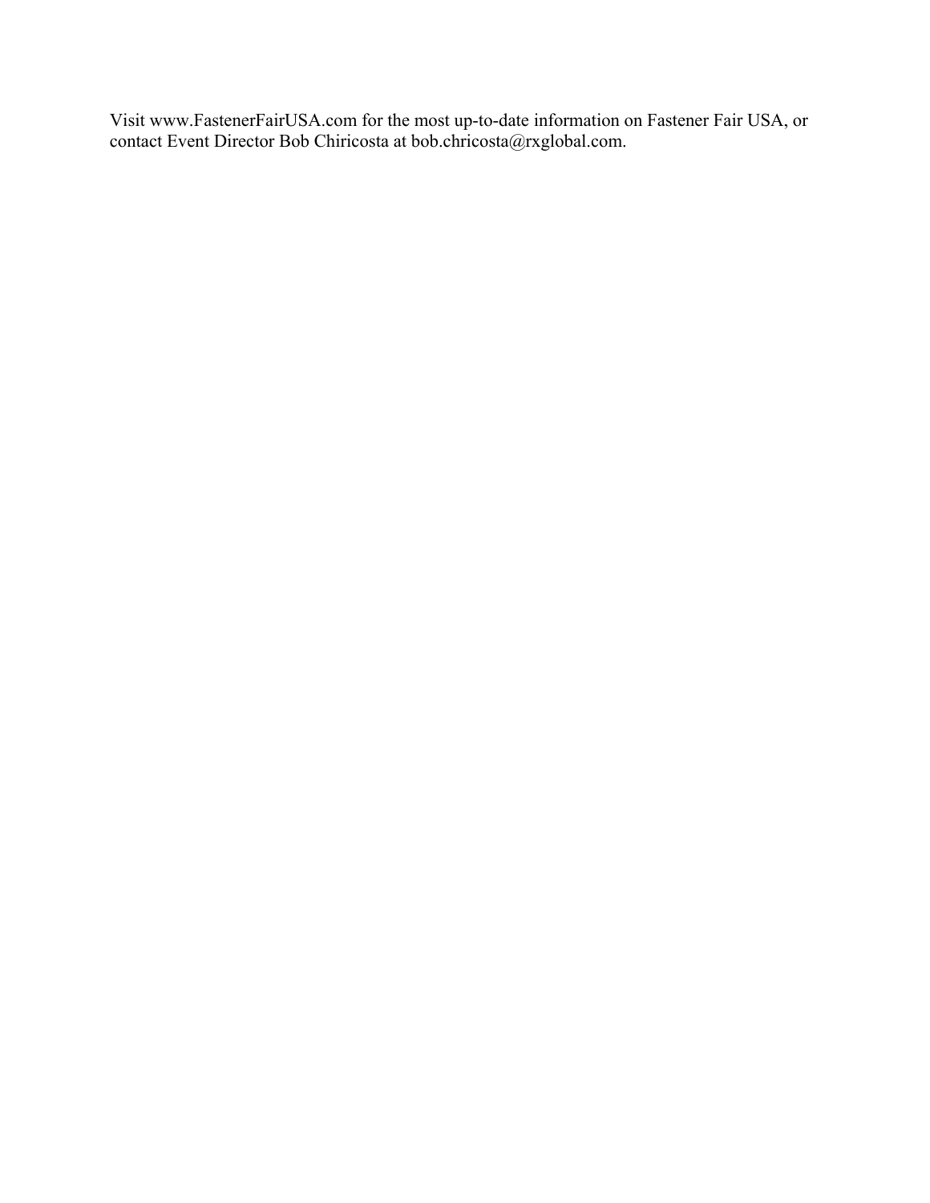Visit www.FastenerFairUSA.com for the most up-to-date information on Fastener Fair USA, or contact Event Director Bob Chiricosta at bob.chricosta@rxglobal.com.